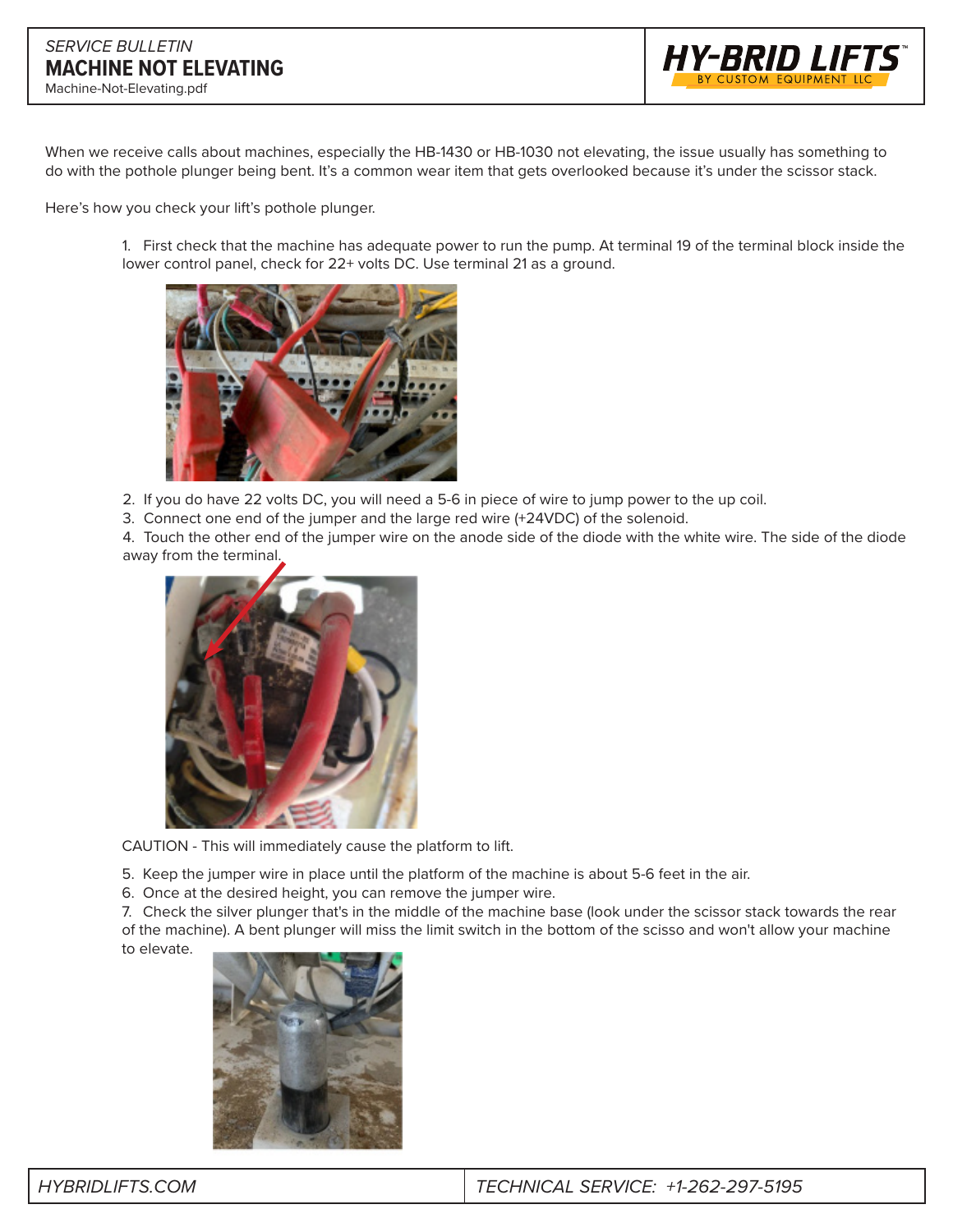*SERVICE BULLETIN*

# MACHINE NOT ELEVATING

Machine-Not-Elevating.pdf

HY-BRID LIFTS™ BY CUSTOM EQUIPMENT LLC

When we receive calls about machines, especially the HB-1430 or HB-1030 not elevating, the issue usually has something to do with the pothole plunger being bent. It's a common wear item that gets overlooked because it's under the scissor stack.

Here's how you check your lift's pothole plunger.

1. First check that the machine has adequate power to run the pump. At terminal 19 of the terminal block inside the lower control panel, check for 22+ volts DC. Use terminal 21 as a ground.
2. If you do have 22 volts DC, you will need a 5-6 in piece of wire to jump power to the up coil.
3. Connect one end of the jumper and the large red wire (+24VDC) of the solenoid.
4. Touch the other end of the jumper wire on the anode side of the diode with the white wire. The side of the diode away from the terminal.

CAUTION - This will immediately cause the platform to lift.

5. Keep the jumper wire in place until the platform of the machine is about 5-6 feet in the air.
6. Once at the desired height, you can remove the jumper wire.
7. Check the silver plunger that's in the middle of the machine base (look under the scissor stack towards the rear of the machine). A bent plunger will miss the limit switch in the bottom of the scisso and won't allow your machine to elevate.

*HYBRIDLIFTS.COM* | *TECHNICAL SERVICE: +1-262-297-5195*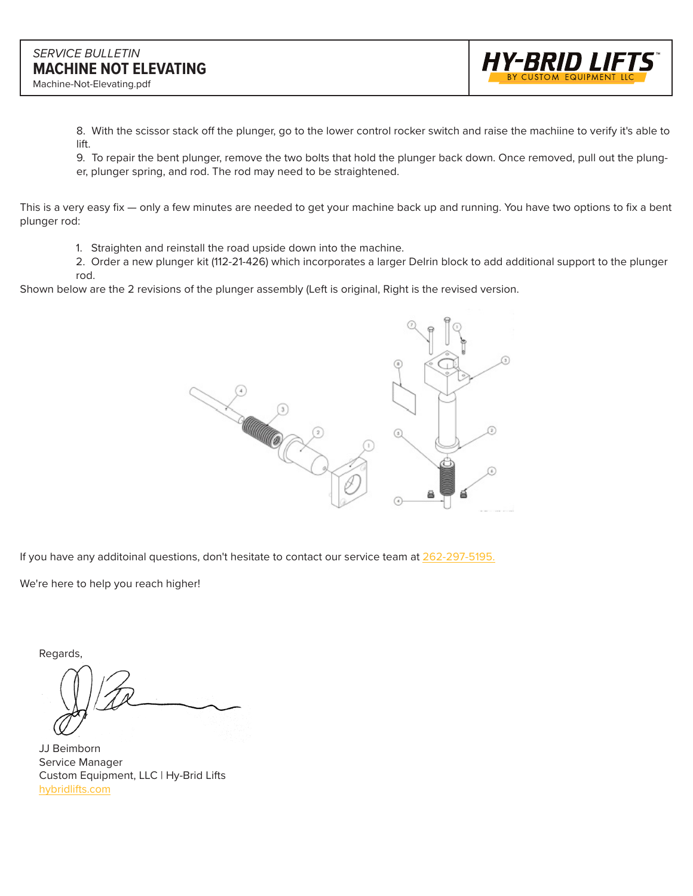8. With the scissor stack off the plunger, go to the lower control rocker switch and raise the machiine to verify it's able to lift.
9. To repair the bent plunger, remove the two bolts that hold the plunger back down. Once removed, pull out the plunger, plunger spring, and rod. The rod may need to be straightened.

This is a very easy fix — only a few minutes are needed to get your machine back up and running. You have two options to fix a bent plunger rod:

1. Straighten and reinstall the road upside down into the machine.
2. Order a new plunger kit (112-21-426) which incorporates a larger Delrin block to add additional support to the plunger rod.

Shown below are the 2 revisions of the plunger assembly (Left is original, Right is the revised version.

If you have any additoinal questions, don't hesitate to contact our service team at 262-297-5195.

We're here to help you reach higher!

Regards,

JJ Beimborn
Service Manager
Custom Equipment, LLC | Hy-Brid Lifts
hybridlifts.com